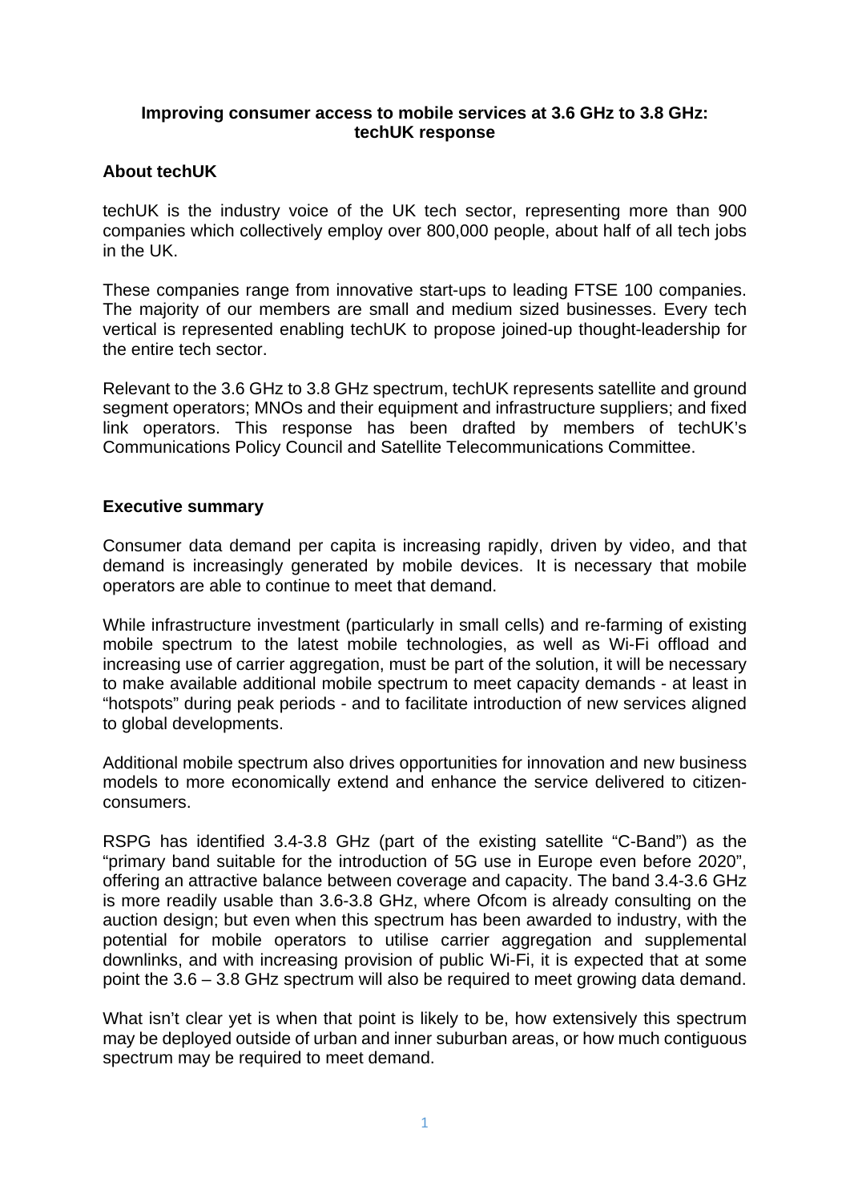# Improving consumer access to mobile services at 3.6 GHz to 3.8 GHz: techUK response

## About techUK

techUK is the industry voice of the UK tech sector, representing more than 900 companies which collectively employ over 800,000 people, about half of all tech jobs in the UK.

These companies range from innovative start-ups to leading FTSE 100 companies. The majority of our members are small and medium sized businesses. Every tech vertical is represented enabling techUK to propose joined-up thought-leadership for the entire tech sector.

Relevant to the 3.6 GHz to 3.8 GHz spectrum, techUK represents satellite and ground segment operators; MNOs and their equipment and infrastructure suppliers; and fixed link operators. This response has been drafted by members of techUK's Communications Policy Council and Satellite Telecommunications Committee.

## Executive summary

Consumer data demand per capita is increasing rapidly, driven by video, and that demand is increasingly generated by mobile devices. It is necessary that mobile operators are able to continue to meet that demand.

While infrastructure investment (particularly in small cells) and re-farming of existing mobile spectrum to the latest mobile technologies, as well as Wi-Fi offload and increasing use of carrier aggregation, must be part of the solution, it will be necessary to make available additional mobile spectrum to meet capacity demands - at least in "hotspots" during peak periods - and to facilitate introduction of new services aligned to global developments.

Additional mobile spectrum also drives opportunities for innovation and new business models to more economically extend and enhance the service delivered to citizen-consumers.

RSPG has identified 3.4-3.8 GHz (part of the existing satellite "C-Band") as the "primary band suitable for the introduction of 5G use in Europe even before 2020", offering an attractive balance between coverage and capacity. The band 3.4-3.6 GHz is more readily usable than 3.6-3.8 GHz, where Ofcom is already consulting on the auction design; but even when this spectrum has been awarded to industry, with the potential for mobile operators to utilise carrier aggregation and supplemental downlinks, and with increasing provision of public Wi-Fi, it is expected that at some point the 3.6 – 3.8 GHz spectrum will also be required to meet growing data demand.

What isn't clear yet is when that point is likely to be, how extensively this spectrum may be deployed outside of urban and inner suburban areas, or how much contiguous spectrum may be required to meet demand.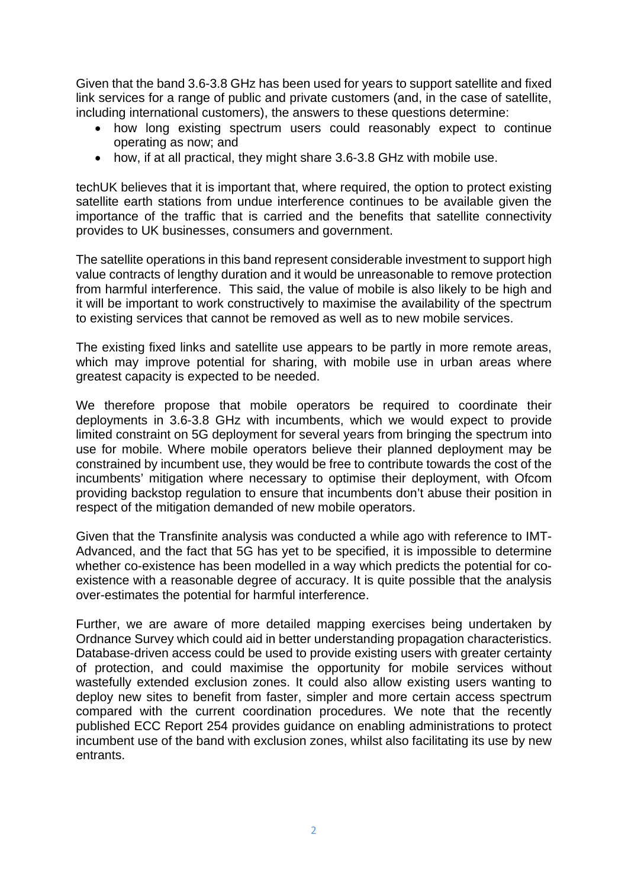Given that the band 3.6-3.8 GHz has been used for years to support satellite and fixed link services for a range of public and private customers (and, in the case of satellite, including international customers), the answers to these questions determine:

- how long existing spectrum users could reasonably expect to continue operating as now; and
- how, if at all practical, they might share 3.6-3.8 GHz with mobile use.

techUK believes that it is important that, where required, the option to protect existing satellite earth stations from undue interference continues to be available given the importance of the traffic that is carried and the benefits that satellite connectivity provides to UK businesses, consumers and government.

The satellite operations in this band represent considerable investment to support high value contracts of lengthy duration and it would be unreasonable to remove protection from harmful interference. This said, the value of mobile is also likely to be high and it will be important to work constructively to maximise the availability of the spectrum to existing services that cannot be removed as well as to new mobile services.

The existing fixed links and satellite use appears to be partly in more remote areas, which may improve potential for sharing, with mobile use in urban areas where greatest capacity is expected to be needed.

We therefore propose that mobile operators be required to coordinate their deployments in 3.6-3.8 GHz with incumbents, which we would expect to provide limited constraint on 5G deployment for several years from bringing the spectrum into use for mobile. Where mobile operators believe their planned deployment may be constrained by incumbent use, they would be free to contribute towards the cost of the incumbents' mitigation where necessary to optimise their deployment, with Ofcom providing backstop regulation to ensure that incumbents don't abuse their position in respect of the mitigation demanded of new mobile operators.

Given that the Transfinite analysis was conducted a while ago with reference to IMT-Advanced, and the fact that 5G has yet to be specified, it is impossible to determine whether co-existence has been modelled in a way which predicts the potential for co-existence with a reasonable degree of accuracy. It is quite possible that the analysis over-estimates the potential for harmful interference.

Further, we are aware of more detailed mapping exercises being undertaken by Ordnance Survey which could aid in better understanding propagation characteristics. Database-driven access could be used to provide existing users with greater certainty of protection, and could maximise the opportunity for mobile services without wastefully extended exclusion zones. It could also allow existing users wanting to deploy new sites to benefit from faster, simpler and more certain access spectrum compared with the current coordination procedures. We note that the recently published ECC Report 254 provides guidance on enabling administrations to protect incumbent use of the band with exclusion zones, whilst also facilitating its use by new entrants.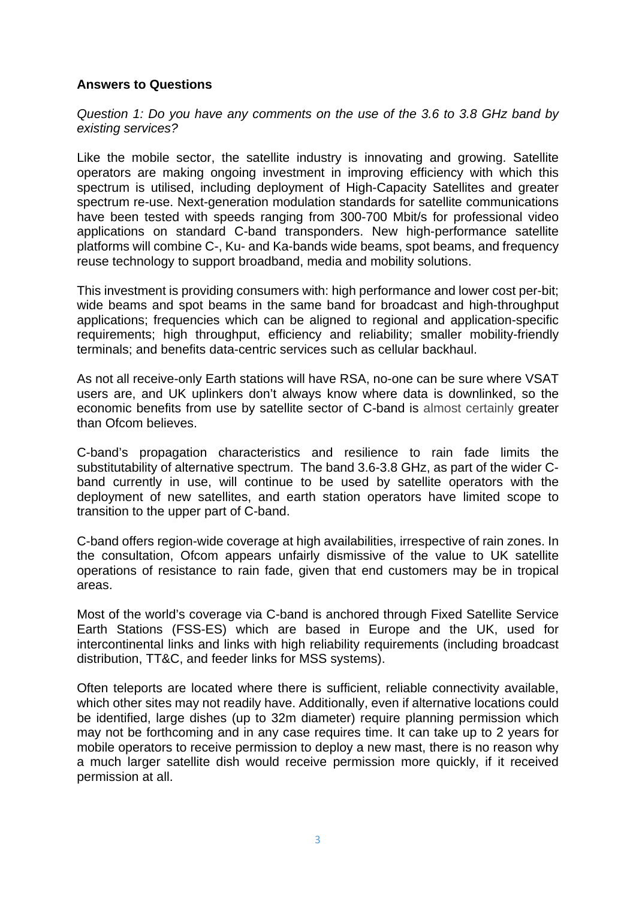**Answers to Questions**

*Question 1: Do you have any comments on the use of the 3.6 to 3.8 GHz band by existing services?*

Like the mobile sector, the satellite industry is innovating and growing. Satellite operators are making ongoing investment in improving efficiency with which this spectrum is utilised, including deployment of High-Capacity Satellites and greater spectrum re-use. Next-generation modulation standards for satellite communications have been tested with speeds ranging from 300-700 Mbit/s for professional video applications on standard C-band transponders. New high-performance satellite platforms will combine C-, Ku- and Ka-bands wide beams, spot beams, and frequency reuse technology to support broadband, media and mobility solutions.

This investment is providing consumers with: high performance and lower cost per-bit; wide beams and spot beams in the same band for broadcast and high-throughput applications; frequencies which can be aligned to regional and application-specific requirements; high throughput, efficiency and reliability; smaller mobility-friendly terminals; and benefits data-centric services such as cellular backhaul.

As not all receive-only Earth stations will have RSA, no-one can be sure where VSAT users are, and UK uplinkers don't always know where data is downlinked, so the economic benefits from use by satellite sector of C-band is almost certainly greater than Ofcom believes.

C-band's propagation characteristics and resilience to rain fade limits the substitutability of alternative spectrum. The band 3.6-3.8 GHz, as part of the wider C-band currently in use, will continue to be used by satellite operators with the deployment of new satellites, and earth station operators have limited scope to transition to the upper part of C-band.

C-band offers region-wide coverage at high availabilities, irrespective of rain zones. In the consultation, Ofcom appears unfairly dismissive of the value to UK satellite operations of resistance to rain fade, given that end customers may be in tropical areas.

Most of the world's coverage via C-band is anchored through Fixed Satellite Service Earth Stations (FSS-ES) which are based in Europe and the UK, used for intercontinental links and links with high reliability requirements (including broadcast distribution, TT&C, and feeder links for MSS systems).

Often teleports are located where there is sufficient, reliable connectivity available, which other sites may not readily have. Additionally, even if alternative locations could be identified, large dishes (up to 32m diameter) require planning permission which may not be forthcoming and in any case requires time. It can take up to 2 years for mobile operators to receive permission to deploy a new mast, there is no reason why a much larger satellite dish would receive permission more quickly, if it received permission at all.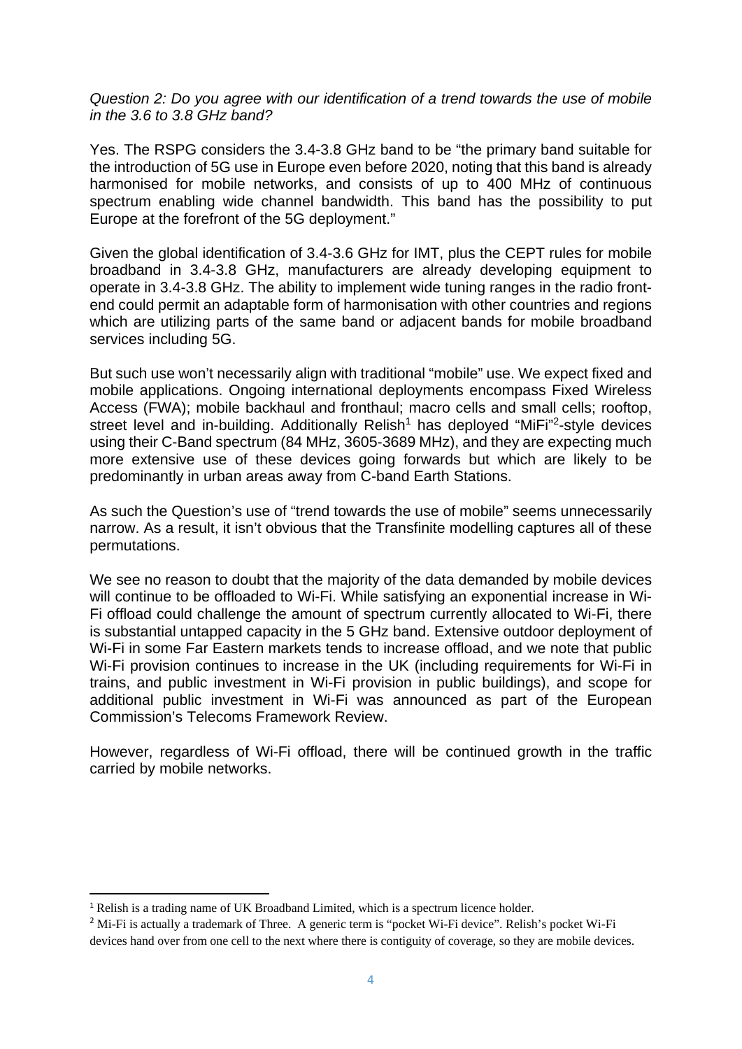*Question 2: Do you agree with our identification of a trend towards the use of mobile in the 3.6 to 3.8 GHz band?*

Yes. The RSPG considers the 3.4-3.8 GHz band to be "the primary band suitable for the introduction of 5G use in Europe even before 2020, noting that this band is already harmonised for mobile networks, and consists of up to 400 MHz of continuous spectrum enabling wide channel bandwidth. This band has the possibility to put Europe at the forefront of the 5G deployment."

Given the global identification of 3.4-3.6 GHz for IMT, plus the CEPT rules for mobile broadband in 3.4-3.8 GHz, manufacturers are already developing equipment to operate in 3.4-3.8 GHz. The ability to implement wide tuning ranges in the radio front-end could permit an adaptable form of harmonisation with other countries and regions which are utilizing parts of the same band or adjacent bands for mobile broadband services including 5G.

But such use won't necessarily align with traditional "mobile" use. We expect fixed and mobile applications. Ongoing international deployments encompass Fixed Wireless Access (FWA); mobile backhaul and fronthaul; macro cells and small cells; rooftop, street level and in-building. Additionally Relish[1] has deployed "MiFi"[2]-style devices using their C-Band spectrum (84 MHz, 3605-3689 MHz), and they are expecting much more extensive use of these devices going forwards but which are likely to be predominantly in urban areas away from C-band Earth Stations.

As such the Question's use of "trend towards the use of mobile" seems unnecessarily narrow. As a result, it isn't obvious that the Transfinite modelling captures all of these permutations.

We see no reason to doubt that the majority of the data demanded by mobile devices will continue to be offloaded to Wi-Fi. While satisfying an exponential increase in Wi-Fi offload could challenge the amount of spectrum currently allocated to Wi-Fi, there is substantial untapped capacity in the 5 GHz band. Extensive outdoor deployment of Wi-Fi in some Far Eastern markets tends to increase offload, and we note that public Wi-Fi provision continues to increase in the UK (including requirements for Wi-Fi in trains, and public investment in Wi-Fi provision in public buildings), and scope for additional public investment in Wi-Fi was announced as part of the European Commission's Telecoms Framework Review.

However, regardless of Wi-Fi offload, there will be continued growth in the traffic carried by mobile networks.

---

[1] Relish is a trading name of UK Broadband Limited, which is a spectrum licence holder.

[2] Mi-Fi is actually a trademark of Three. A generic term is "pocket Wi-Fi device". Relish's pocket Wi-Fi devices hand over from one cell to the next where there is contiguity of coverage, so they are mobile devices.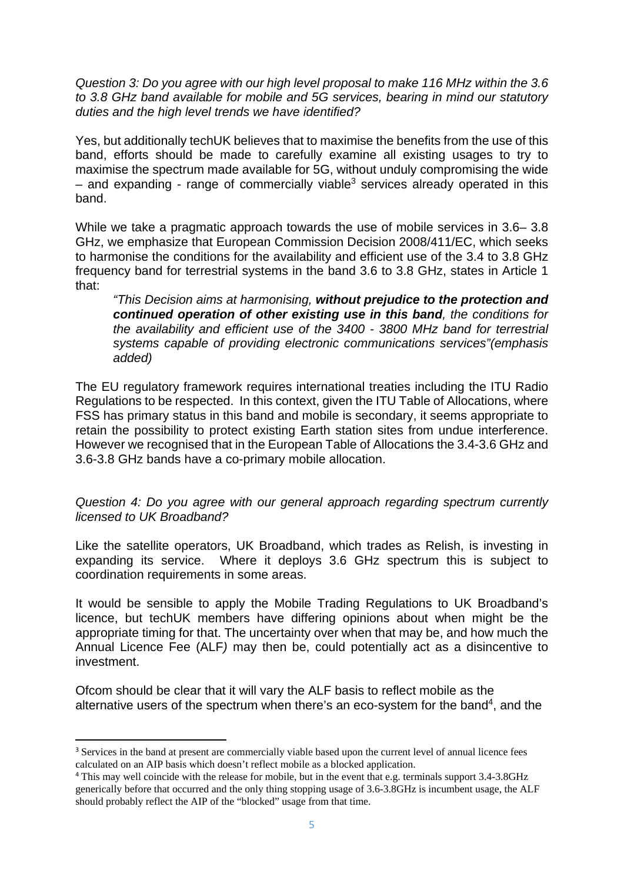*Question 3: Do you agree with our high level proposal to make 116 MHz within the 3.6 to 3.8 GHz band available for mobile and 5G services, bearing in mind our statutory duties and the high level trends we have identified?*

Yes, but additionally techUK believes that to maximise the benefits from the use of this band, efforts should be made to carefully examine all existing usages to try to maximise the spectrum made available for 5G, without unduly compromising the wide – and expanding - range of commercially viable[3] services already operated in this band.

While we take a pragmatic approach towards the use of mobile services in 3.6– 3.8 GHz, we emphasize that European Commission Decision 2008/411/EC, which seeks to harmonise the conditions for the availability and efficient use of the 3.4 to 3.8 GHz frequency band for terrestrial systems in the band 3.6 to 3.8 GHz, states in Article 1 that:

> *"This Decision aims at harmonising, **without prejudice to the protection and continued operation of other existing use in this band**, the conditions for the availability and efficient use of the 3400 - 3800 MHz band for terrestrial systems capable of providing electronic communications services"(emphasis added)*

The EU regulatory framework requires international treaties including the ITU Radio Regulations to be respected. In this context, given the ITU Table of Allocations, where FSS has primary status in this band and mobile is secondary, it seems appropriate to retain the possibility to protect existing Earth station sites from undue interference. However we recognised that in the European Table of Allocations the 3.4-3.6 GHz and 3.6-3.8 GHz bands have a co-primary mobile allocation.

*Question 4: Do you agree with our general approach regarding spectrum currently licensed to UK Broadband?*

Like the satellite operators, UK Broadband, which trades as Relish, is investing in expanding its service. Where it deploys 3.6 GHz spectrum this is subject to coordination requirements in some areas.

It would be sensible to apply the Mobile Trading Regulations to UK Broadband's licence, but techUK members have differing opinions about when might be the appropriate timing for that. The uncertainty over when that may be, and how much the Annual Licence Fee (ALF*)* may then be, could potentially act as a disincentive to investment.

Ofcom should be clear that it will vary the ALF basis to reflect mobile as the alternative users of the spectrum when there's an eco-system for the band[4], and the

---

[3] Services in the band at present are commercially viable based upon the current level of annual licence fees calculated on an AIP basis which doesn't reflect mobile as a blocked application.

[4] This may well coincide with the release for mobile, but in the event that e.g. terminals support 3.4-3.8GHz generically before that occurred and the only thing stopping usage of 3.6-3.8GHz is incumbent usage, the ALF should probably reflect the AIP of the "blocked" usage from that time.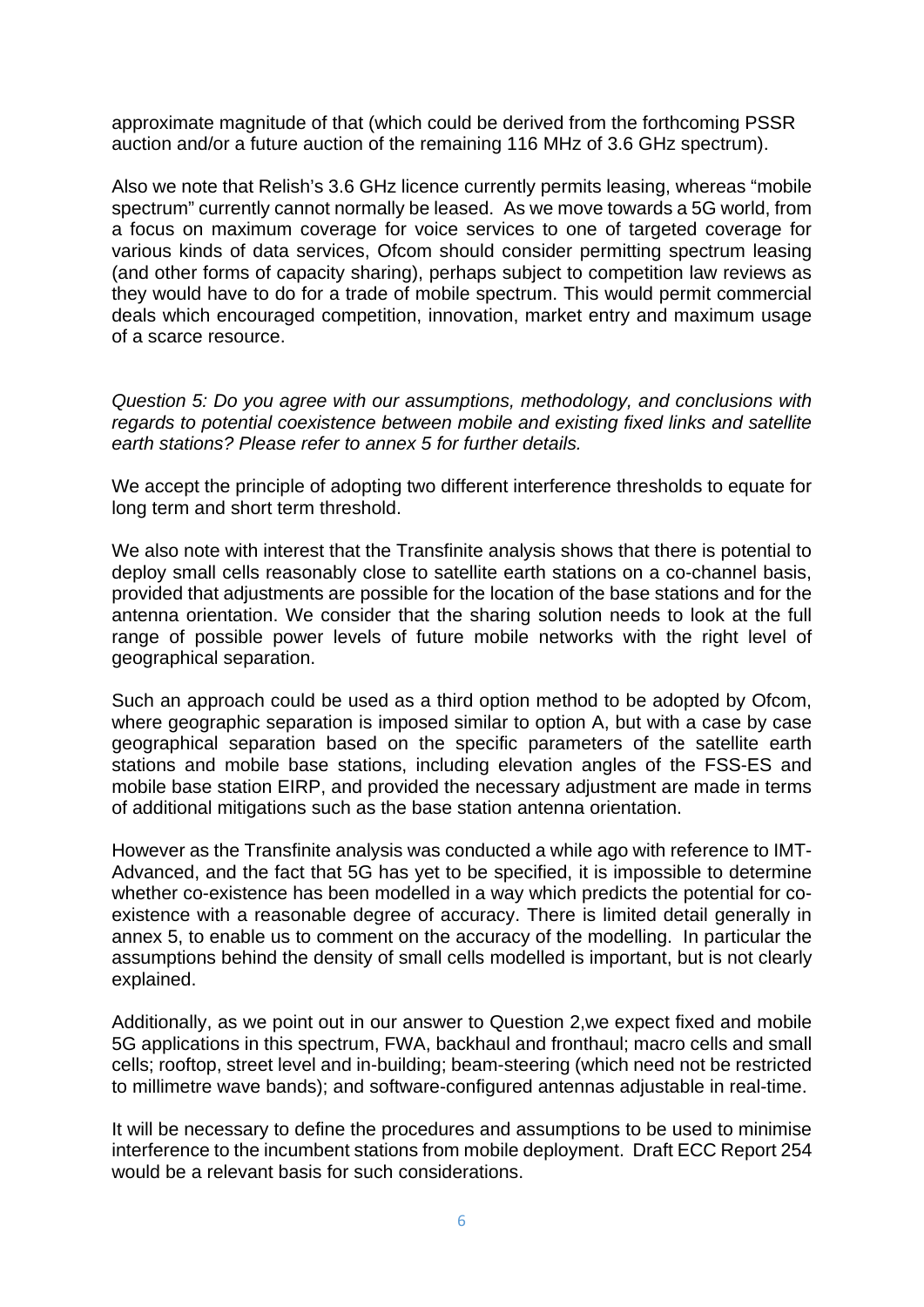approximate magnitude of that (which could be derived from the forthcoming PSSR auction and/or a future auction of the remaining 116 MHz of 3.6 GHz spectrum).

Also we note that Relish's 3.6 GHz licence currently permits leasing, whereas "mobile spectrum" currently cannot normally be leased. As we move towards a 5G world, from a focus on maximum coverage for voice services to one of targeted coverage for various kinds of data services, Ofcom should consider permitting spectrum leasing (and other forms of capacity sharing), perhaps subject to competition law reviews as they would have to do for a trade of mobile spectrum. This would permit commercial deals which encouraged competition, innovation, market entry and maximum usage of a scarce resource.

*Question 5: Do you agree with our assumptions, methodology, and conclusions with regards to potential coexistence between mobile and existing fixed links and satellite earth stations? Please refer to annex 5 for further details.*

We accept the principle of adopting two different interference thresholds to equate for long term and short term threshold.

We also note with interest that the Transfinite analysis shows that there is potential to deploy small cells reasonably close to satellite earth stations on a co-channel basis, provided that adjustments are possible for the location of the base stations and for the antenna orientation. We consider that the sharing solution needs to look at the full range of possible power levels of future mobile networks with the right level of geographical separation.

Such an approach could be used as a third option method to be adopted by Ofcom, where geographic separation is imposed similar to option A, but with a case by case geographical separation based on the specific parameters of the satellite earth stations and mobile base stations, including elevation angles of the FSS-ES and mobile base station EIRP, and provided the necessary adjustment are made in terms of additional mitigations such as the base station antenna orientation.

However as the Transfinite analysis was conducted a while ago with reference to IMT-Advanced, and the fact that 5G has yet to be specified, it is impossible to determine whether co-existence has been modelled in a way which predicts the potential for co-existence with a reasonable degree of accuracy. There is limited detail generally in annex 5, to enable us to comment on the accuracy of the modelling. In particular the assumptions behind the density of small cells modelled is important, but is not clearly explained.

Additionally, as we point out in our answer to Question 2,we expect fixed and mobile 5G applications in this spectrum, FWA, backhaul and fronthaul; macro cells and small cells; rooftop, street level and in-building; beam-steering (which need not be restricted to millimetre wave bands); and software-configured antennas adjustable in real-time.

It will be necessary to define the procedures and assumptions to be used to minimise interference to the incumbent stations from mobile deployment. Draft ECC Report 254 would be a relevant basis for such considerations.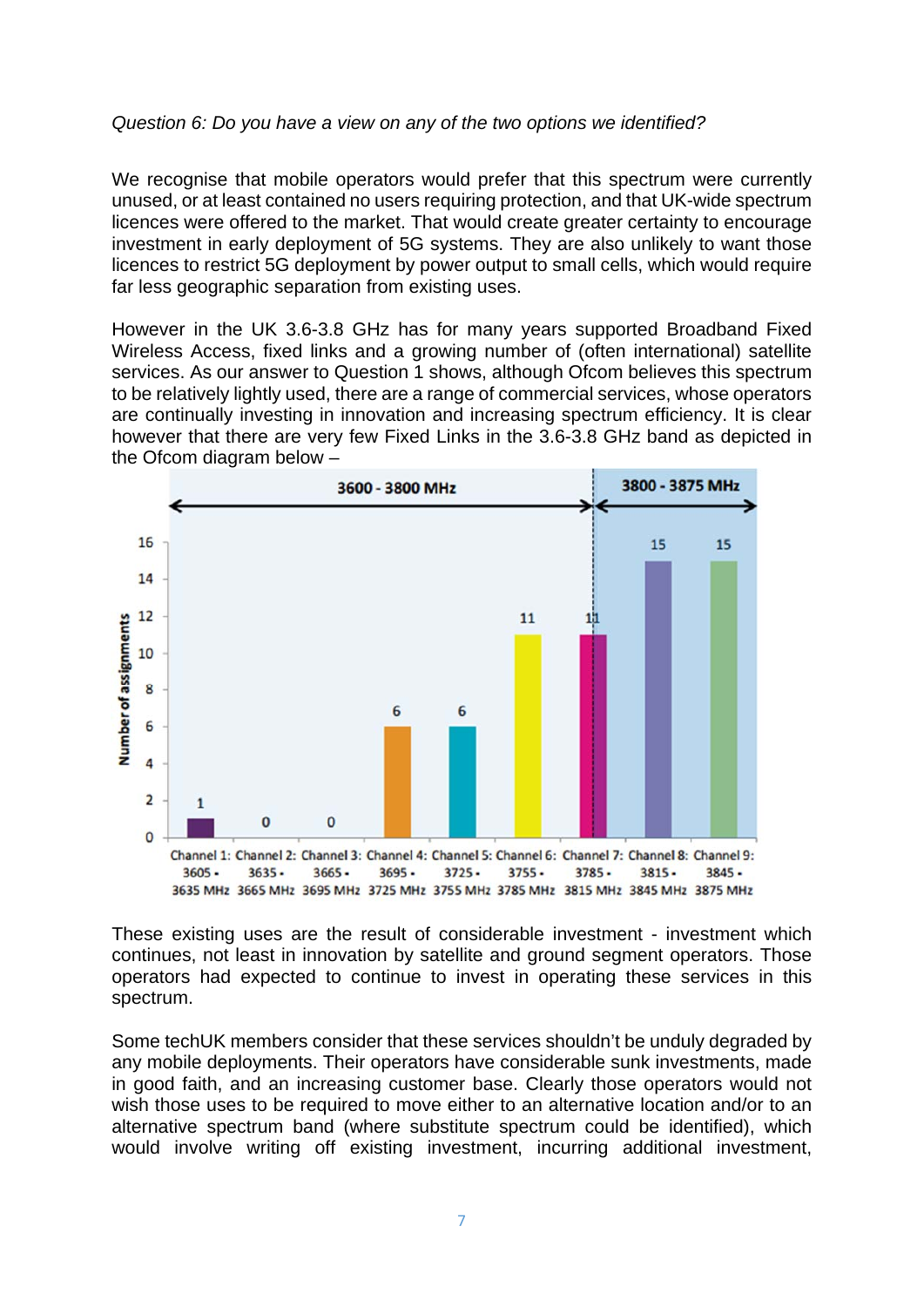*Question 6: Do you have a view on any of the two options we identified?*

We recognise that mobile operators would prefer that this spectrum were currently unused, or at least contained no users requiring protection, and that UK-wide spectrum licences were offered to the market. That would create greater certainty to encourage investment in early deployment of 5G systems. They are also unlikely to want those licences to restrict 5G deployment by power output to small cells, which would require far less geographic separation from existing uses.

However in the UK 3.6-3.8 GHz has for many years supported Broadband Fixed Wireless Access, fixed links and a growing number of (often international) satellite services. As our answer to Question 1 shows, although Ofcom believes this spectrum to be relatively lightly used, there are a range of commercial services, whose operators are continually investing in innovation and increasing spectrum efficiency. It is clear however that there are very few Fixed Links in the 3.6-3.8 GHz band as depicted in the Ofcom diagram below –

| Band | Channel | Frequency | Number of assignments |
|---|---|---|---|
| 3600 - 3800 MHz | Channel 1 | 3605 - 3635 MHz | 1 |
| 3600 - 3800 MHz | Channel 2 | 3635 - 3665 MHz | 0 |
| 3600 - 3800 MHz | Channel 3 | 3665 - 3695 MHz | 0 |
| 3600 - 3800 MHz | Channel 4 | 3695 - 3725 MHz | 6 |
| 3600 - 3800 MHz | Channel 5 | 3725 - 3755 MHz | 6 |
| 3600 - 3800 MHz | Channel 6 | 3755 - 3785 MHz | 11 |
| 3600 - 3800 / 3800 - 3875 MHz | Channel 7 | 3785 - 3815 MHz | 11 |
| 3800 - 3875 MHz | Channel 8 | 3815 - 3845 MHz | 15 |
| 3800 - 3875 MHz | Channel 9 | 3845 - 3875 MHz | 15 |

These existing uses are the result of considerable investment - investment which continues, not least in innovation by satellite and ground segment operators. Those operators had expected to continue to invest in operating these services in this spectrum.

Some techUK members consider that these services shouldn't be unduly degraded by any mobile deployments. Their operators have considerable sunk investments, made in good faith, and an increasing customer base. Clearly those operators would not wish those uses to be required to move either to an alternative location and/or to an alternative spectrum band (where substitute spectrum could be identified), which would involve writing off existing investment, incurring additional investment,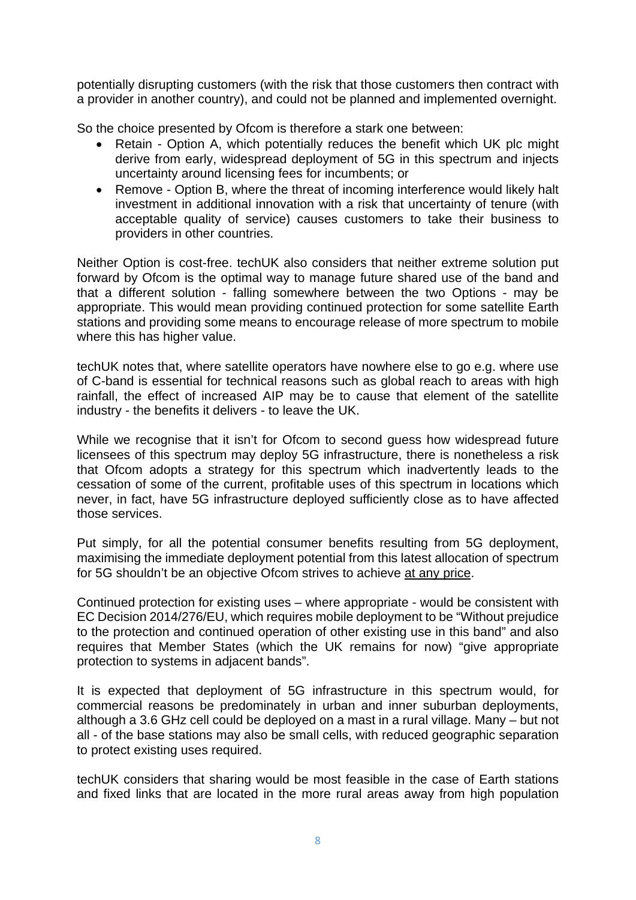potentially disrupting customers (with the risk that those customers then contract with a provider in another country), and could not be planned and implemented overnight.

So the choice presented by Ofcom is therefore a stark one between:

- Retain - Option A, which potentially reduces the benefit which UK plc might derive from early, widespread deployment of 5G in this spectrum and injects uncertainty around licensing fees for incumbents; or
- Remove - Option B, where the threat of incoming interference would likely halt investment in additional innovation with a risk that uncertainty of tenure (with acceptable quality of service) causes customers to take their business to providers in other countries.

Neither Option is cost-free. techUK also considers that neither extreme solution put forward by Ofcom is the optimal way to manage future shared use of the band and that a different solution - falling somewhere between the two Options - may be appropriate. This would mean providing continued protection for some satellite Earth stations and providing some means to encourage release of more spectrum to mobile where this has higher value.

techUK notes that, where satellite operators have nowhere else to go e.g. where use of C-band is essential for technical reasons such as global reach to areas with high rainfall, the effect of increased AIP may be to cause that element of the satellite industry - the benefits it delivers - to leave the UK.

While we recognise that it isn't for Ofcom to second guess how widespread future licensees of this spectrum may deploy 5G infrastructure, there is nonetheless a risk that Ofcom adopts a strategy for this spectrum which inadvertently leads to the cessation of some of the current, profitable uses of this spectrum in locations which never, in fact, have 5G infrastructure deployed sufficiently close as to have affected those services.

Put simply, for all the potential consumer benefits resulting from 5G deployment, maximising the immediate deployment potential from this latest allocation of spectrum for 5G shouldn't be an objective Ofcom strives to achieve <u>at any price</u>.

Continued protection for existing uses – where appropriate - would be consistent with EC Decision 2014/276/EU, which requires mobile deployment to be "Without prejudice to the protection and continued operation of other existing use in this band" and also requires that Member States (which the UK remains for now) "give appropriate protection to systems in adjacent bands".

It is expected that deployment of 5G infrastructure in this spectrum would, for commercial reasons be predominately in urban and inner suburban deployments, although a 3.6 GHz cell could be deployed on a mast in a rural village. Many – but not all - of the base stations may also be small cells, with reduced geographic separation to protect existing uses required.

techUK considers that sharing would be most feasible in the case of Earth stations and fixed links that are located in the more rural areas away from high population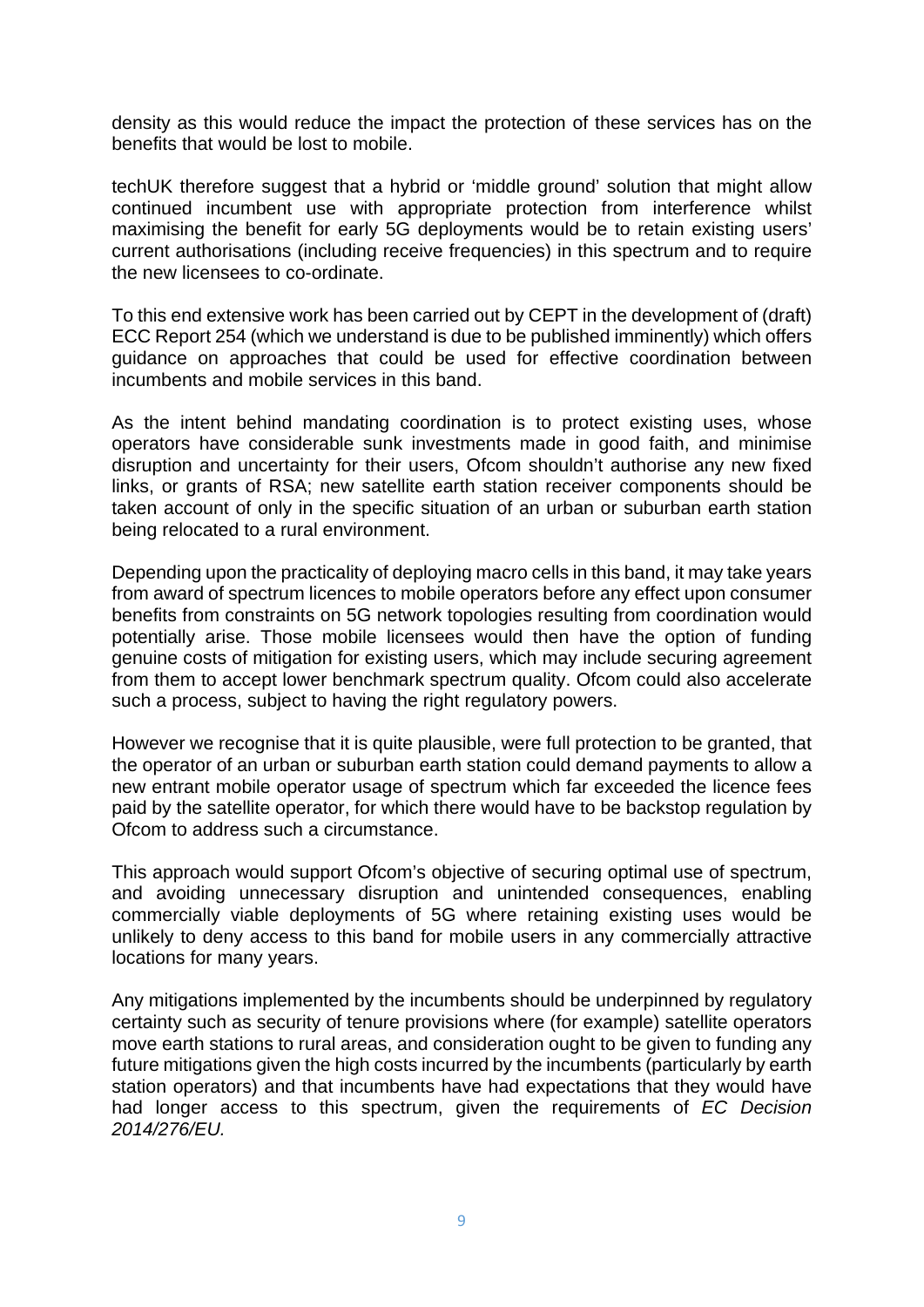density as this would reduce the impact the protection of these services has on the benefits that would be lost to mobile.

techUK therefore suggest that a hybrid or 'middle ground' solution that might allow continued incumbent use with appropriate protection from interference whilst maximising the benefit for early 5G deployments would be to retain existing users' current authorisations (including receive frequencies) in this spectrum and to require the new licensees to co-ordinate.

To this end extensive work has been carried out by CEPT in the development of (draft) ECC Report 254 (which we understand is due to be published imminently) which offers guidance on approaches that could be used for effective coordination between incumbents and mobile services in this band.

As the intent behind mandating coordination is to protect existing uses, whose operators have considerable sunk investments made in good faith, and minimise disruption and uncertainty for their users, Ofcom shouldn't authorise any new fixed links, or grants of RSA; new satellite earth station receiver components should be taken account of only in the specific situation of an urban or suburban earth station being relocated to a rural environment.

Depending upon the practicality of deploying macro cells in this band, it may take years from award of spectrum licences to mobile operators before any effect upon consumer benefits from constraints on 5G network topologies resulting from coordination would potentially arise. Those mobile licensees would then have the option of funding genuine costs of mitigation for existing users, which may include securing agreement from them to accept lower benchmark spectrum quality. Ofcom could also accelerate such a process, subject to having the right regulatory powers.

However we recognise that it is quite plausible, were full protection to be granted, that the operator of an urban or suburban earth station could demand payments to allow a new entrant mobile operator usage of spectrum which far exceeded the licence fees paid by the satellite operator, for which there would have to be backstop regulation by Ofcom to address such a circumstance.

This approach would support Ofcom's objective of securing optimal use of spectrum, and avoiding unnecessary disruption and unintended consequences, enabling commercially viable deployments of 5G where retaining existing uses would be unlikely to deny access to this band for mobile users in any commercially attractive locations for many years.

Any mitigations implemented by the incumbents should be underpinned by regulatory certainty such as security of tenure provisions where (for example) satellite operators move earth stations to rural areas, and consideration ought to be given to funding any future mitigations given the high costs incurred by the incumbents (particularly by earth station operators) and that incumbents have had expectations that they would have had longer access to this spectrum, given the requirements of *EC Decision 2014/276/EU.*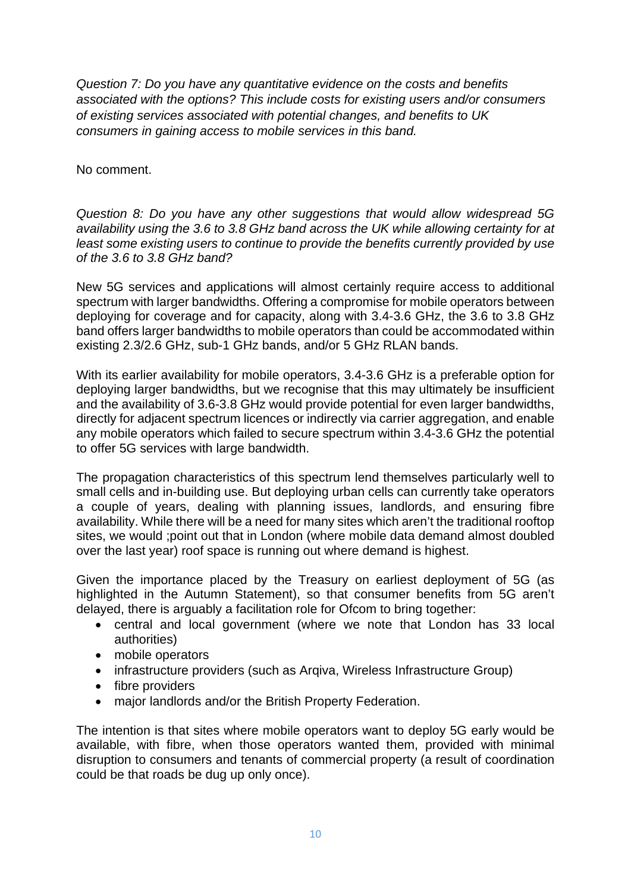*Question 7: Do you have any quantitative evidence on the costs and benefits associated with the options? This include costs for existing users and/or consumers of existing services associated with potential changes, and benefits to UK consumers in gaining access to mobile services in this band.*

No comment.

*Question 8: Do you have any other suggestions that would allow widespread 5G availability using the 3.6 to 3.8 GHz band across the UK while allowing certainty for at least some existing users to continue to provide the benefits currently provided by use of the 3.6 to 3.8 GHz band?*

New 5G services and applications will almost certainly require access to additional spectrum with larger bandwidths. Offering a compromise for mobile operators between deploying for coverage and for capacity, along with 3.4-3.6 GHz, the 3.6 to 3.8 GHz band offers larger bandwidths to mobile operators than could be accommodated within existing 2.3/2.6 GHz, sub-1 GHz bands, and/or 5 GHz RLAN bands.

With its earlier availability for mobile operators, 3.4-3.6 GHz is a preferable option for deploying larger bandwidths, but we recognise that this may ultimately be insufficient and the availability of 3.6-3.8 GHz would provide potential for even larger bandwidths, directly for adjacent spectrum licences or indirectly via carrier aggregation, and enable any mobile operators which failed to secure spectrum within 3.4-3.6 GHz the potential to offer 5G services with large bandwidth.

The propagation characteristics of this spectrum lend themselves particularly well to small cells and in-building use. But deploying urban cells can currently take operators a couple of years, dealing with planning issues, landlords, and ensuring fibre availability. While there will be a need for many sites which aren't the traditional rooftop sites, we would ;point out that in London (where mobile data demand almost doubled over the last year) roof space is running out where demand is highest.

Given the importance placed by the Treasury on earliest deployment of 5G (as highlighted in the Autumn Statement), so that consumer benefits from 5G aren't delayed, there is arguably a facilitation role for Ofcom to bring together:

- central and local government (where we note that London has 33 local authorities)
- mobile operators
- infrastructure providers (such as Arqiva, Wireless Infrastructure Group)
- fibre providers
- major landlords and/or the British Property Federation.

The intention is that sites where mobile operators want to deploy 5G early would be available, with fibre, when those operators wanted them, provided with minimal disruption to consumers and tenants of commercial property (a result of coordination could be that roads be dug up only once).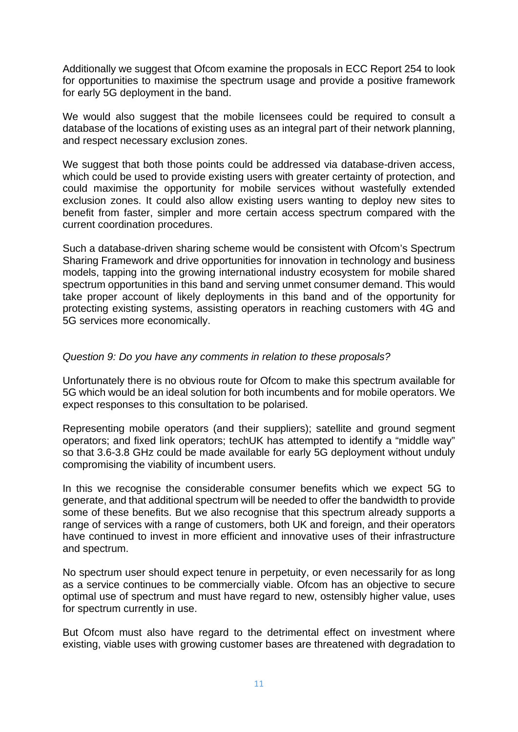Additionally we suggest that Ofcom examine the proposals in ECC Report 254 to look for opportunities to maximise the spectrum usage and provide a positive framework for early 5G deployment in the band.

We would also suggest that the mobile licensees could be required to consult a database of the locations of existing uses as an integral part of their network planning, and respect necessary exclusion zones.

We suggest that both those points could be addressed via database-driven access, which could be used to provide existing users with greater certainty of protection, and could maximise the opportunity for mobile services without wastefully extended exclusion zones. It could also allow existing users wanting to deploy new sites to benefit from faster, simpler and more certain access spectrum compared with the current coordination procedures.

Such a database-driven sharing scheme would be consistent with Ofcom's Spectrum Sharing Framework and drive opportunities for innovation in technology and business models, tapping into the growing international industry ecosystem for mobile shared spectrum opportunities in this band and serving unmet consumer demand. This would take proper account of likely deployments in this band and of the opportunity for protecting existing systems, assisting operators in reaching customers with 4G and 5G services more economically.

*Question 9: Do you have any comments in relation to these proposals?*

Unfortunately there is no obvious route for Ofcom to make this spectrum available for 5G which would be an ideal solution for both incumbents and for mobile operators. We expect responses to this consultation to be polarised.

Representing mobile operators (and their suppliers); satellite and ground segment operators; and fixed link operators; techUK has attempted to identify a "middle way" so that 3.6-3.8 GHz could be made available for early 5G deployment without unduly compromising the viability of incumbent users.

In this we recognise the considerable consumer benefits which we expect 5G to generate, and that additional spectrum will be needed to offer the bandwidth to provide some of these benefits. But we also recognise that this spectrum already supports a range of services with a range of customers, both UK and foreign, and their operators have continued to invest in more efficient and innovative uses of their infrastructure and spectrum.

No spectrum user should expect tenure in perpetuity, or even necessarily for as long as a service continues to be commercially viable. Ofcom has an objective to secure optimal use of spectrum and must have regard to new, ostensibly higher value, uses for spectrum currently in use.

But Ofcom must also have regard to the detrimental effect on investment where existing, viable uses with growing customer bases are threatened with degradation to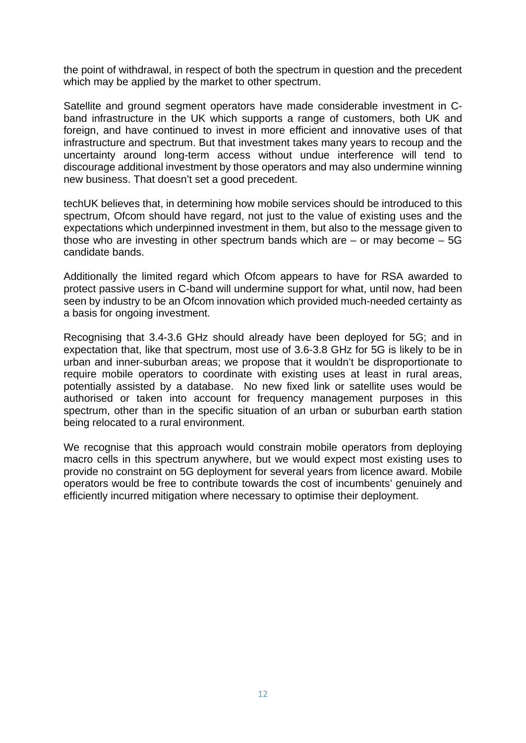the point of withdrawal, in respect of both the spectrum in question and the precedent which may be applied by the market to other spectrum.

Satellite and ground segment operators have made considerable investment in C-band infrastructure in the UK which supports a range of customers, both UK and foreign, and have continued to invest in more efficient and innovative uses of that infrastructure and spectrum. But that investment takes many years to recoup and the uncertainty around long-term access without undue interference will tend to discourage additional investment by those operators and may also undermine winning new business. That doesn't set a good precedent.

techUK believes that, in determining how mobile services should be introduced to this spectrum, Ofcom should have regard, not just to the value of existing uses and the expectations which underpinned investment in them, but also to the message given to those who are investing in other spectrum bands which are – or may become – 5G candidate bands.

Additionally the limited regard which Ofcom appears to have for RSA awarded to protect passive users in C-band will undermine support for what, until now, had been seen by industry to be an Ofcom innovation which provided much-needed certainty as a basis for ongoing investment.

Recognising that 3.4-3.6 GHz should already have been deployed for 5G; and in expectation that, like that spectrum, most use of 3.6-3.8 GHz for 5G is likely to be in urban and inner-suburban areas; we propose that it wouldn't be disproportionate to require mobile operators to coordinate with existing uses at least in rural areas, potentially assisted by a database. No new fixed link or satellite uses would be authorised or taken into account for frequency management purposes in this spectrum, other than in the specific situation of an urban or suburban earth station being relocated to a rural environment.

We recognise that this approach would constrain mobile operators from deploying macro cells in this spectrum anywhere, but we would expect most existing uses to provide no constraint on 5G deployment for several years from licence award. Mobile operators would be free to contribute towards the cost of incumbents' genuinely and efficiently incurred mitigation where necessary to optimise their deployment.